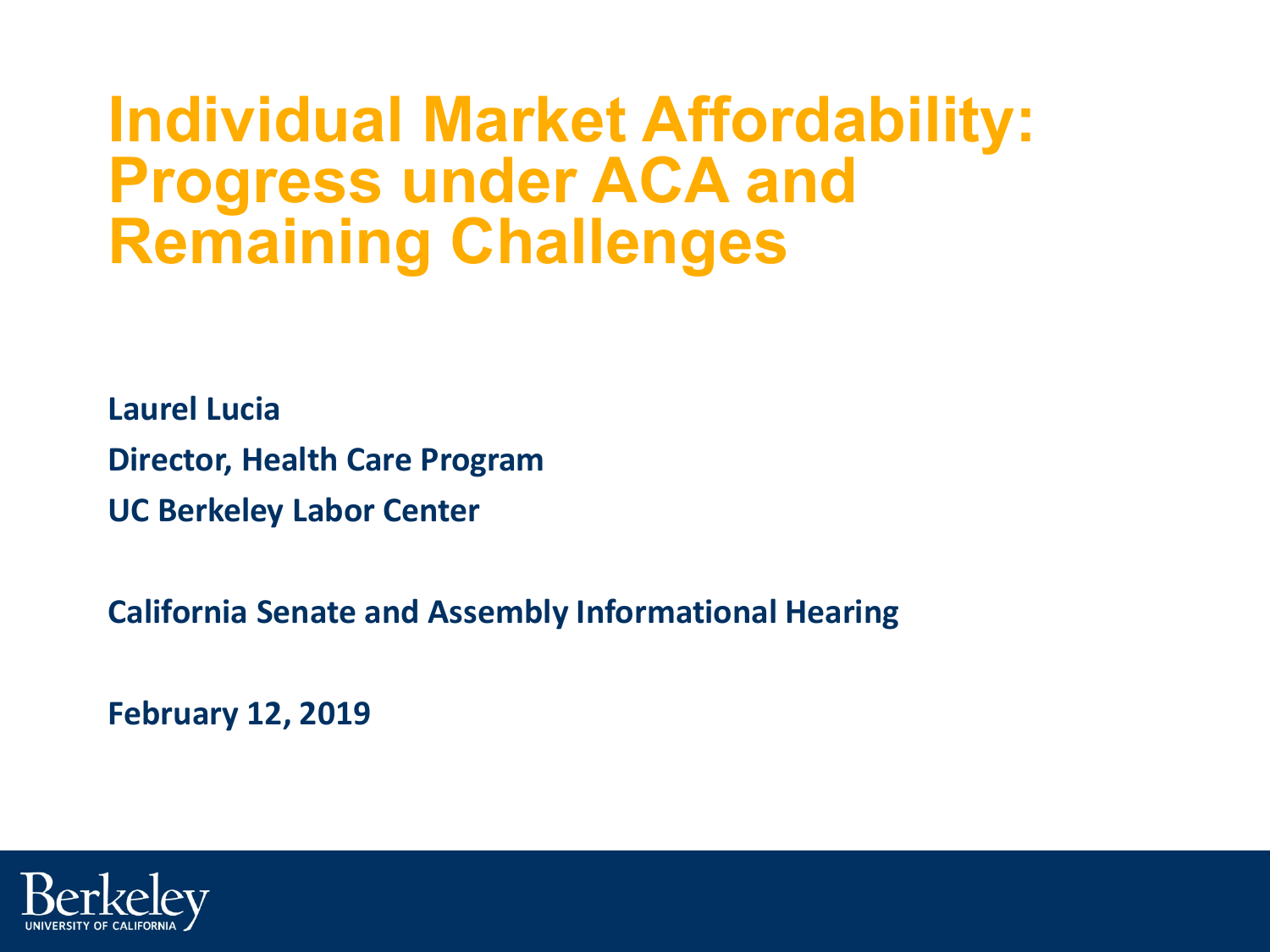# Individual Market Affordability: Progress under ACA and Remaining Challenges

**Laurel Lucia**

**Director, Health Care Program**

**UC Berkeley Labor Center**

**California Senate and Assembly Informational Hearing**

**February 12, 2019**

Berkeley
UNIVERSITY OF CALIFORNIA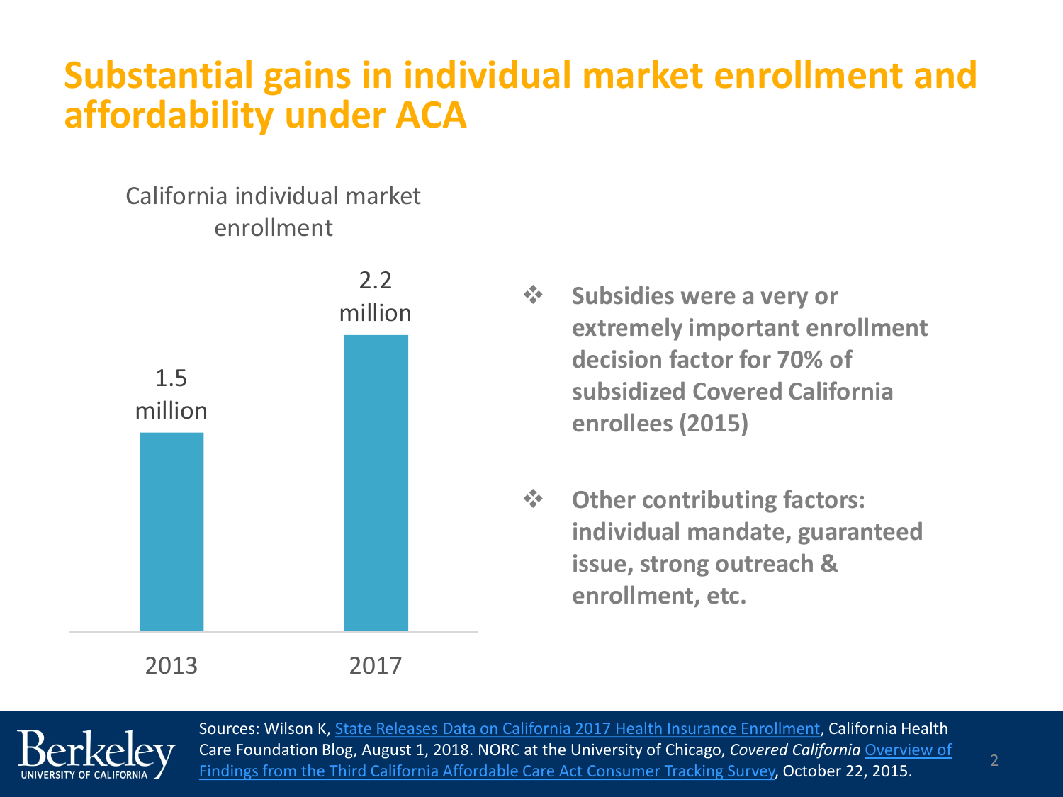# Substantial gains in individual market enrollment and affordability under ACA

California individual market enrollment

| Year | Enrollment |
| --- | --- |
| 2013 | 1.5 million |
| 2017 | 2.2 million |

- **Subsidies were a very or extremely important enrollment decision factor for 70% of subsidized Covered California enrollees (2015)**
- **Other contributing factors: individual mandate, guaranteed issue, strong outreach & enrollment, etc.**

Sources: Wilson K, State Releases Data on California 2017 Health Insurance Enrollment, California Health Care Foundation Blog, August 1, 2018. NORC at the University of Chicago, *Covered California* Overview of Findings from the Third California Affordable Care Act Consumer Tracking Survey, October 22, 2015.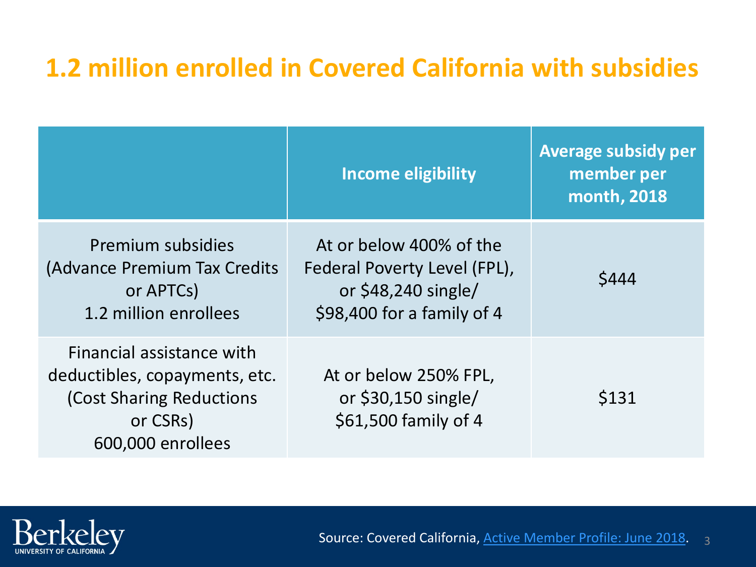# 1.2 million enrolled in Covered California with subsidies

| | Income eligibility | Average subsidy per member per month, 2018 |
|---|---|---|
| Premium subsidies (Advance Premium Tax Credits or APTCs) 1.2 million enrollees | At or below 400% of the Federal Poverty Level (FPL), or $48,240 single/ $98,400 for a family of 4 | $444 |
| Financial assistance with deductibles, copayments, etc. (Cost Sharing Reductions or CSRs) 600,000 enrollees | At or below 250% FPL, or $30,150 single/ $61,500 family of 4 | $131 |

Source: Covered California, [Active Member Profile: June 2018].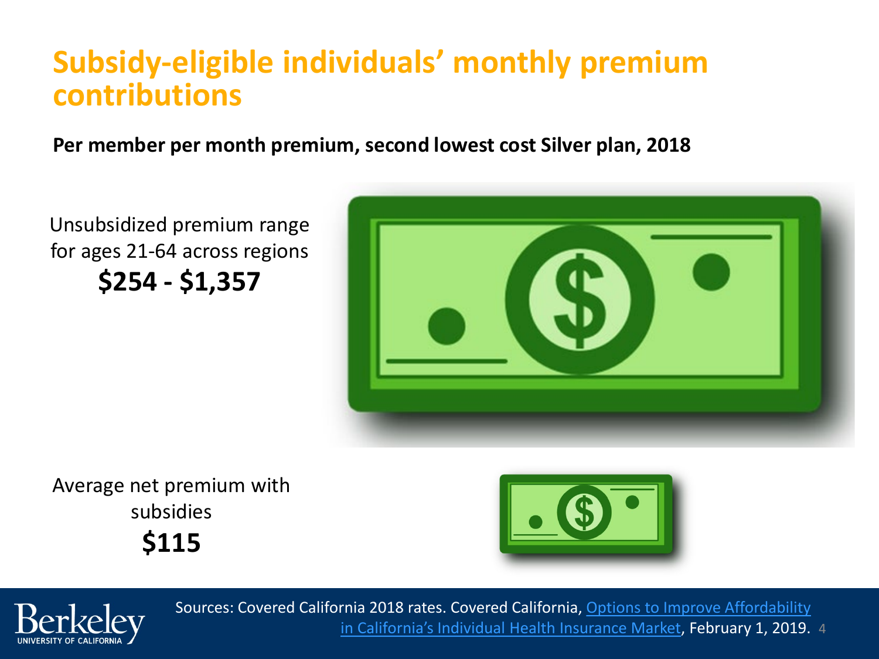# Subsidy-eligible individuals' monthly premium contributions

**Per member per month premium, second lowest cost Silver plan, 2018**

Unsubsidized premium range for ages 21-64 across regions

**$254 - $1,357**

Average net premium with subsidies

**$115**

Sources: Covered California 2018 rates. Covered California, [Options to Improve Affordability in California's Individual Health Insurance Market](), February 1, 2019.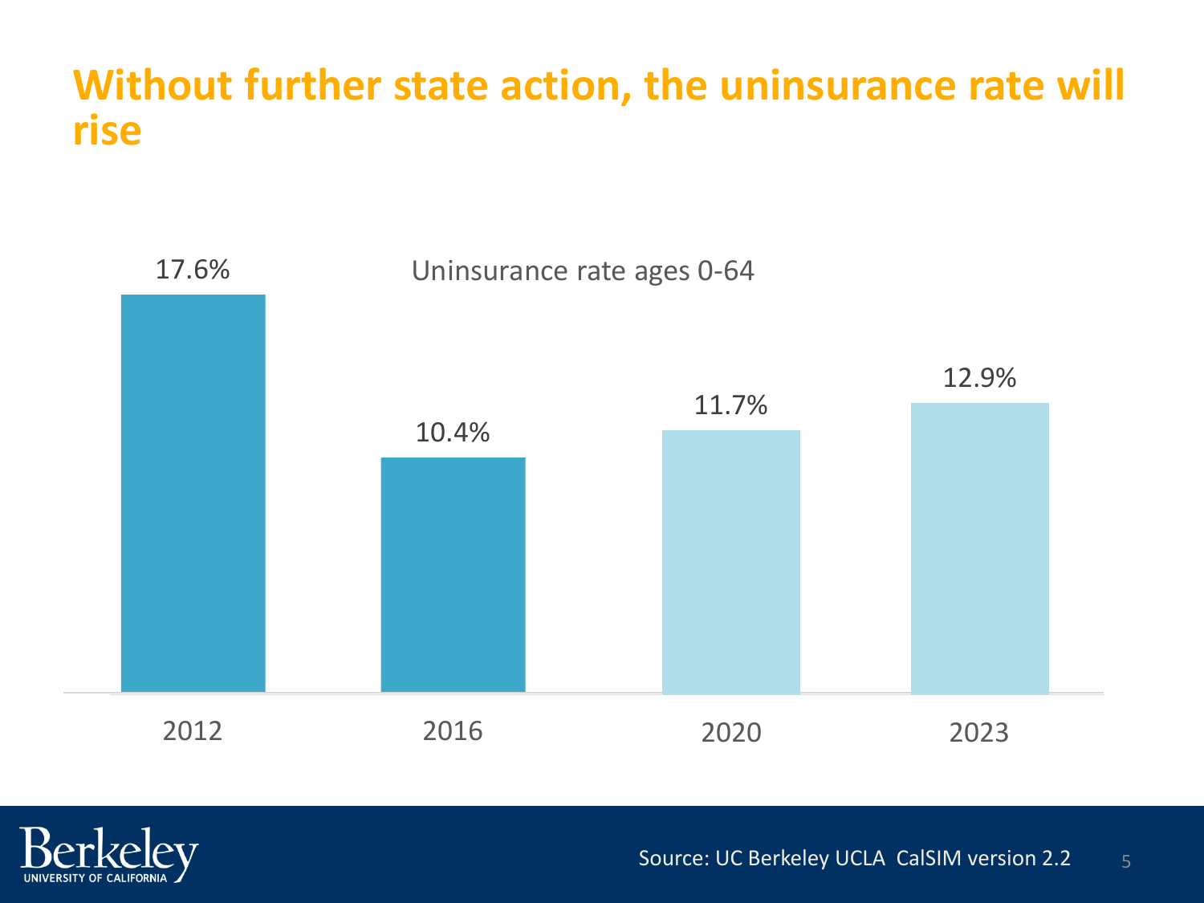# Without further state action, the uninsurance rate will rise

Uninsurance rate ages 0-64

| Year | Uninsurance rate |
| --- | --- |
| 2012 | 17.6% |
| 2016 | 10.4% |
| 2020 | 11.7% |
| 2023 | 12.9% |

Source: UC Berkeley UCLA CalSIM version 2.2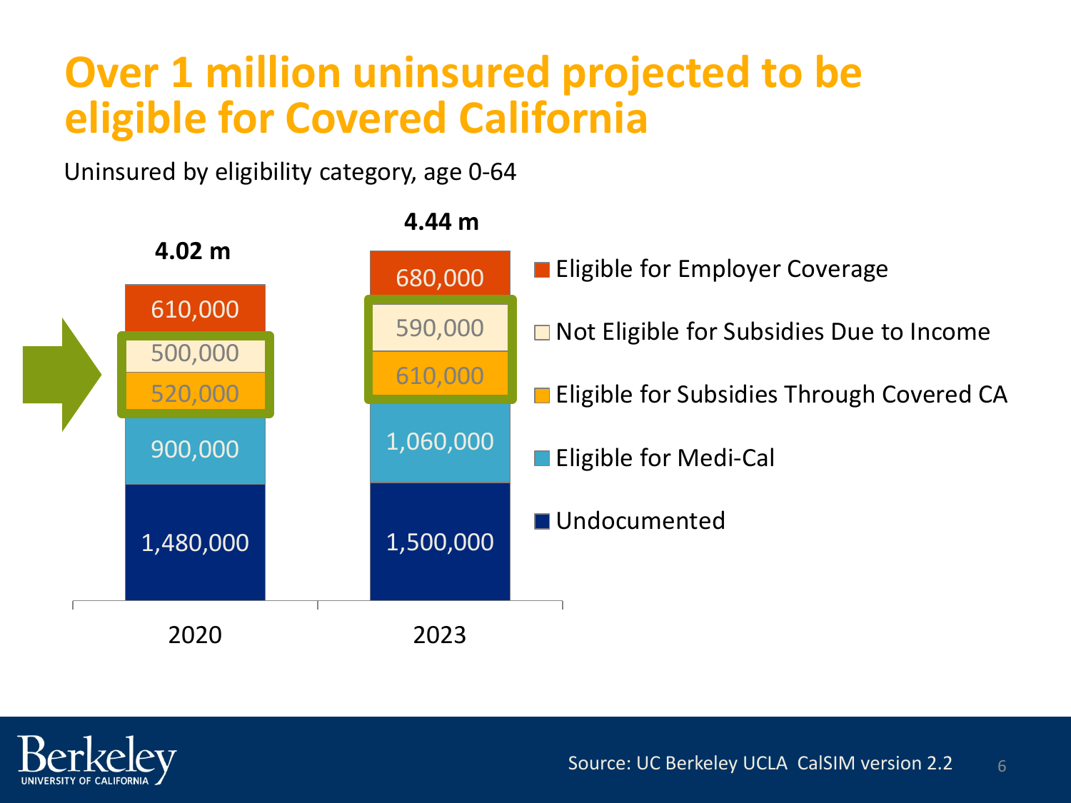# Over 1 million uninsured projected to be eligible for Covered California

Uninsured by eligibility category, age 0-64

| Category | 2020 | 2023 |
| --- | --- | --- |
| Eligible for Employer Coverage | 610,000 | 680,000 |
| Not Eligible for Subsidies Due to Income | 500,000 | 590,000 |
| Eligible for Subsidies Through Covered CA | 520,000 | 610,000 |
| Eligible for Medi-Cal | 900,000 | 1,060,000 |
| Undocumented | 1,480,000 | 1,500,000 |
| **Total** | **4.02 m** | **4.44 m** |

Source: UC Berkeley UCLA CalSIM version 2.2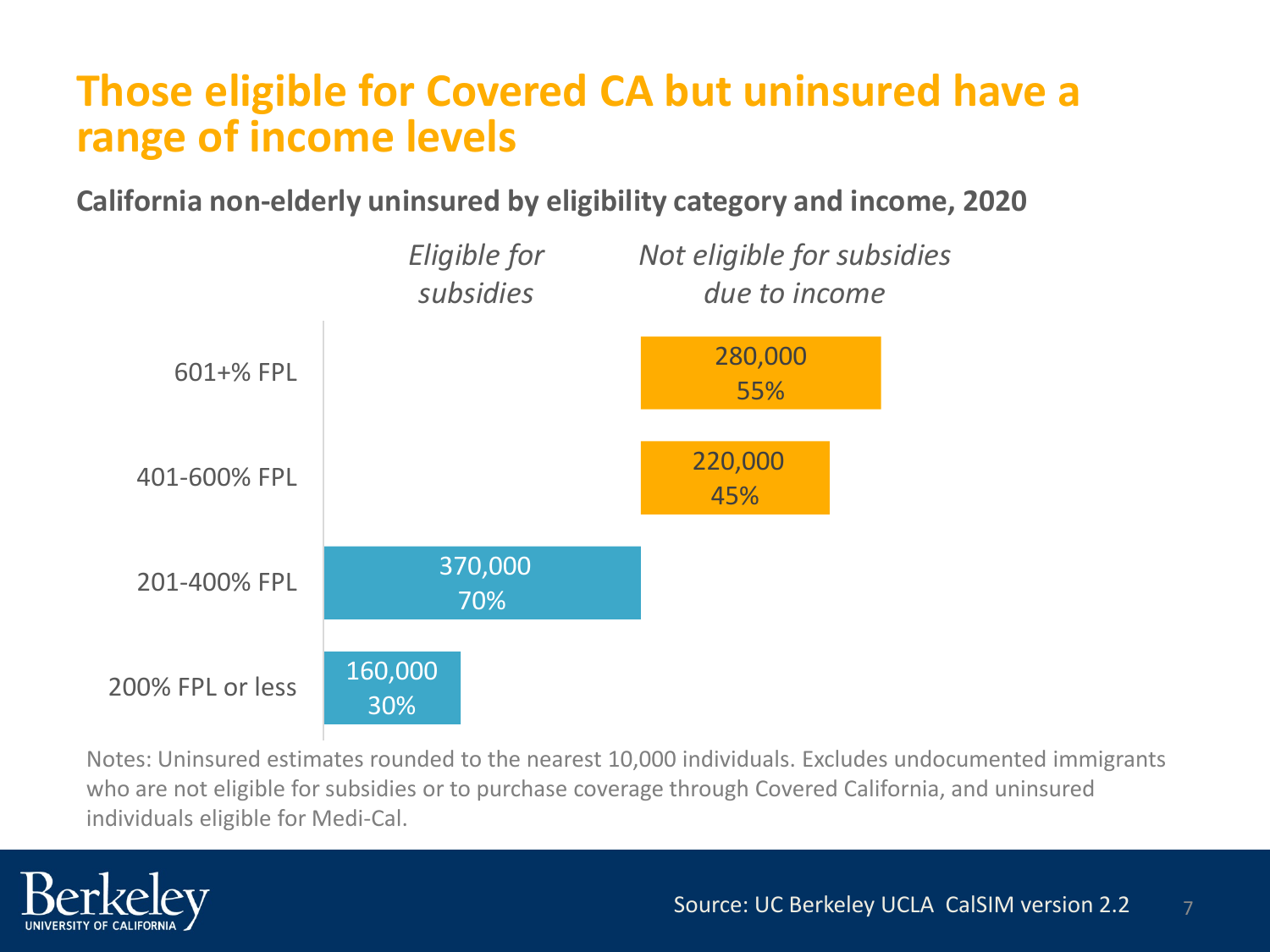# Those eligible for Covered CA but uninsured have a range of income levels

**California non-elderly uninsured by eligibility category and income, 2020**

| Income | *Eligible for subsidies* | *Not eligible for subsidies due to income* |
| --- | --- | --- |
| 601+% FPL | | 280,000<br>55% |
| 401-600% FPL | | 220,000<br>45% |
| 201-400% FPL | 370,000<br>70% | |
| 200% FPL or less | 160,000<br>30% | |

Notes: Uninsured estimates rounded to the nearest 10,000 individuals. Excludes undocumented immigrants who are not eligible for subsidies or to purchase coverage through Covered California, and uninsured individuals eligible for Medi-Cal.

Source: UC Berkeley UCLA CalSIM version 2.2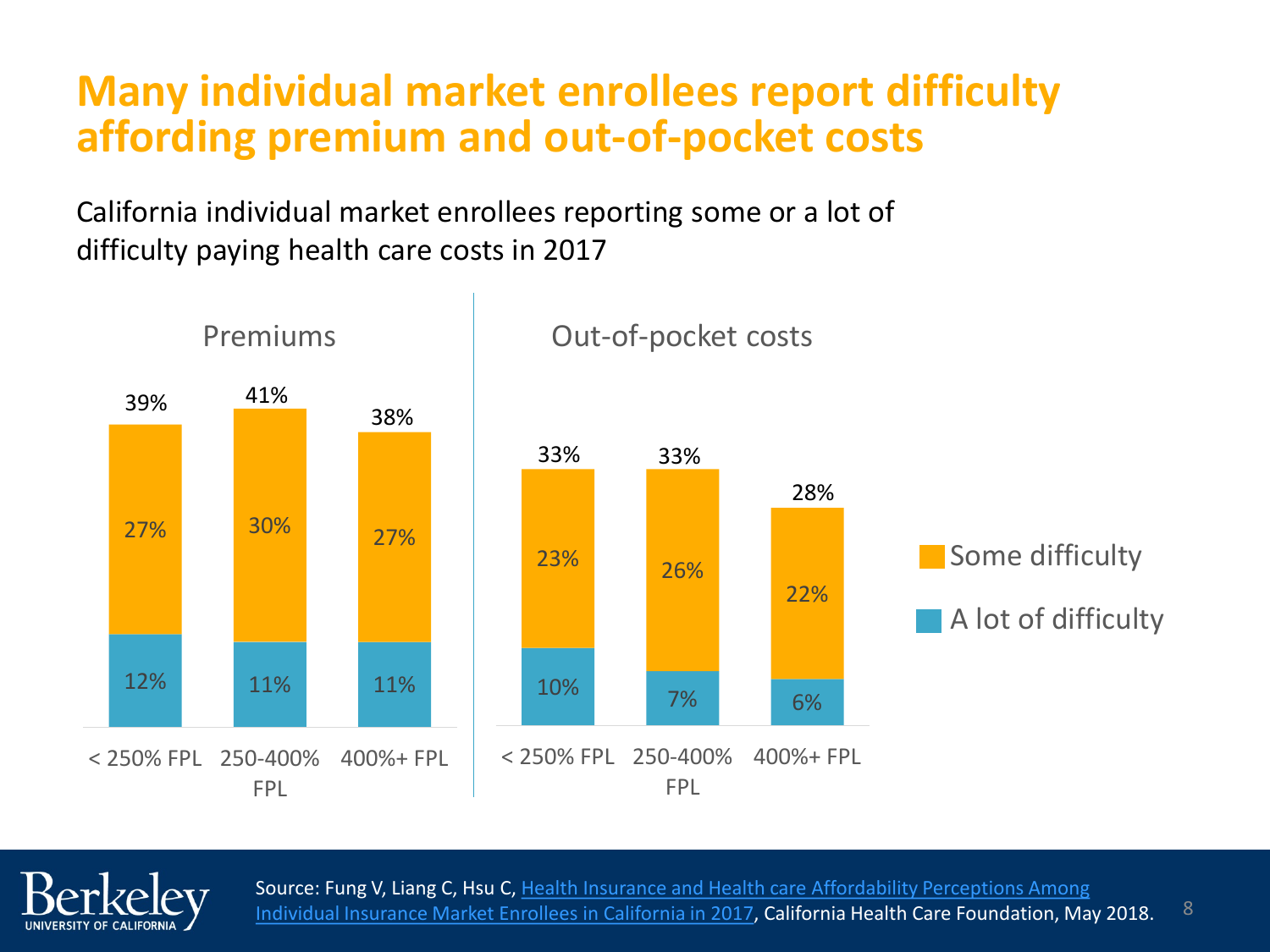# Many individual market enrollees report difficulty affording premium and out-of-pocket costs

California individual market enrollees reporting some or a lot of difficulty paying health care costs in 2017

**Premiums**

| | < 250% FPL | 250-400% FPL | 400%+ FPL |
|---|---|---|---|
| Some difficulty | 27% | 30% | 27% |
| A lot of difficulty | 12% | 11% | 11% |
| Total | 39% | 41% | 38% |

**Out-of-pocket costs**

| | < 250% FPL | 250-400% FPL | 400%+ FPL |
|---|---|---|---|
| Some difficulty | 23% | 26% | 22% |
| A lot of difficulty | 10% | 7% | 6% |
| Total | 33% | 33% | 28% |

Source: Fung V, Liang C, Hsu C, Health Insurance and Health care Affordability Perceptions Among Individual Insurance Market Enrollees in California in 2017, California Health Care Foundation, May 2018.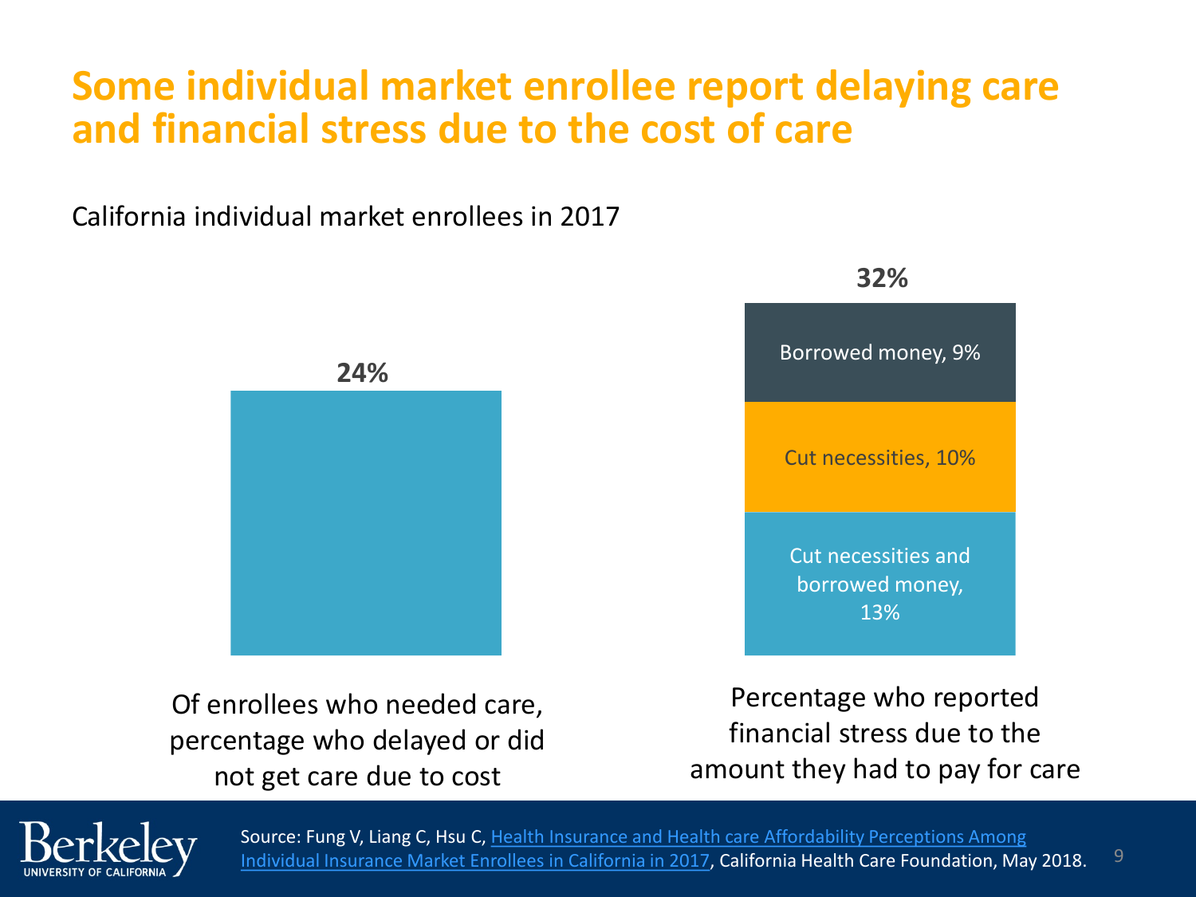# Some individual market enrollee report delaying care and financial stress due to the cost of care

California individual market enrollees in 2017

24%

Of enrollees who needed care, percentage who delayed or did not get care due to cost

32%

- Borrowed money, 9%
- Cut necessities, 10%
- Cut necessities and borrowed money, 13%

Percentage who reported financial stress due to the amount they had to pay for care

Source: Fung V, Liang C, Hsu C, [Health Insurance and Health care Affordability Perceptions Among Individual Insurance Market Enrollees in California in 2017](), California Health Care Foundation, May 2018.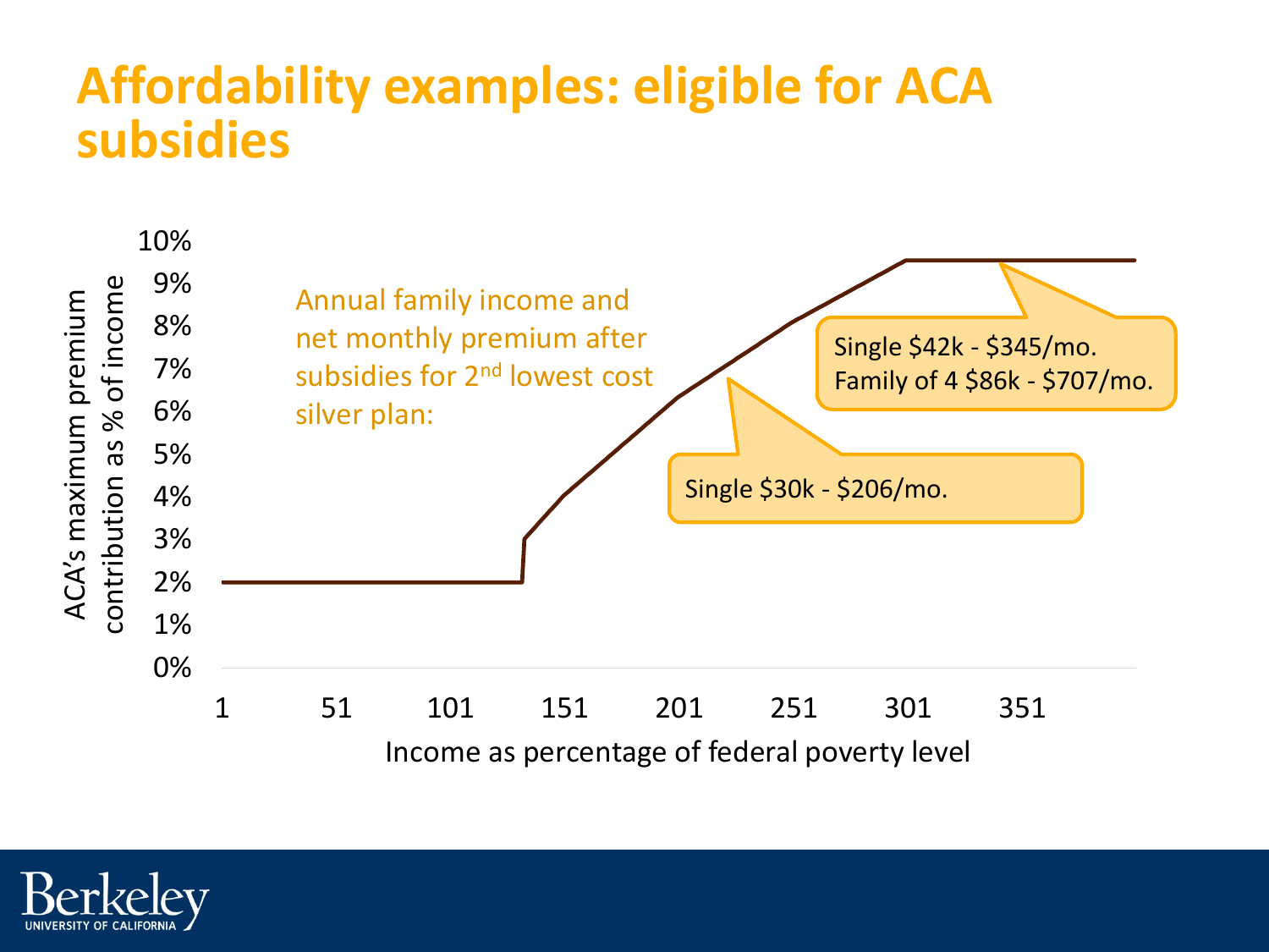# Affordability examples: eligible for ACA subsidies

Annual family income and net monthly premium after subsidies for 2nd lowest cost silver plan:

- Single $30k - $206/mo.
- Single $42k - $345/mo.
- Family of 4 $86k - $707/mo.

ACA's maximum premium contribution as % of income

10%
9%
8%
7%
6%
5%
4%
3%
2%
1%
0%

1 51 101 151 201 251 301 351

Income as percentage of federal poverty level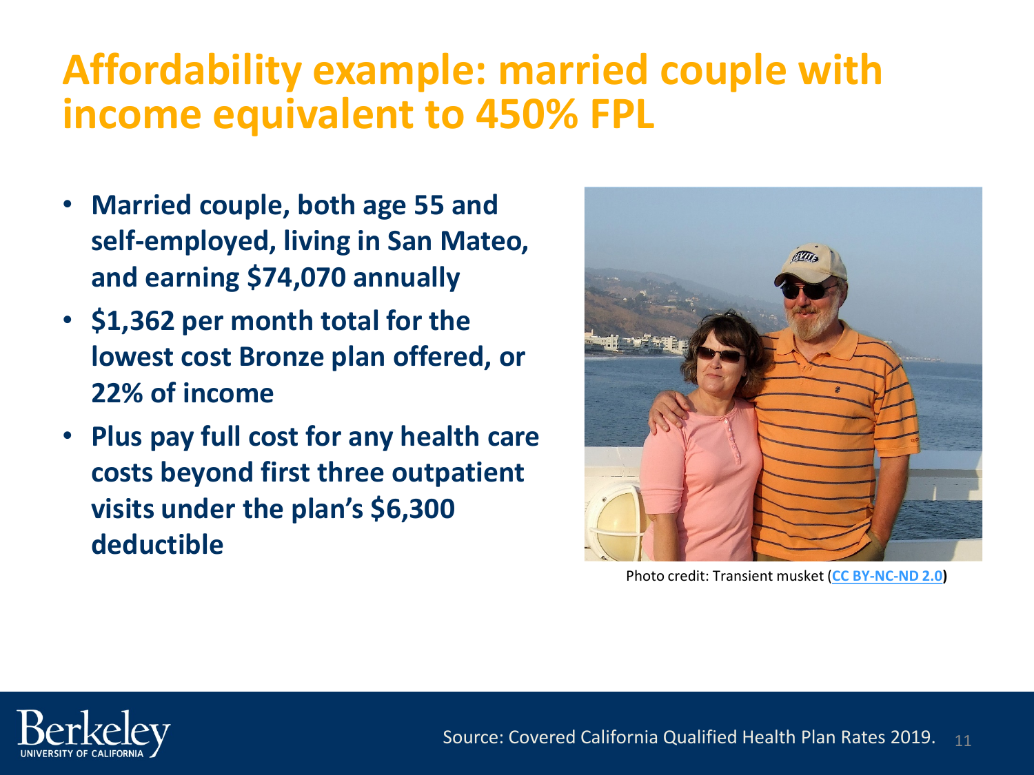# Affordability example: married couple with income equivalent to 450% FPL

- Married couple, both age 55 and self-employed, living in San Mateo, and earning $74,070 annually
- $1,362 per month total for the lowest cost Bronze plan offered, or 22% of income
- Plus pay full cost for any health care costs beyond first three outpatient visits under the plan's $6,300 deductible

Photo credit: Transient musket (CC BY-NC-ND 2.0)

Source: Covered California Qualified Health Plan Rates 2019.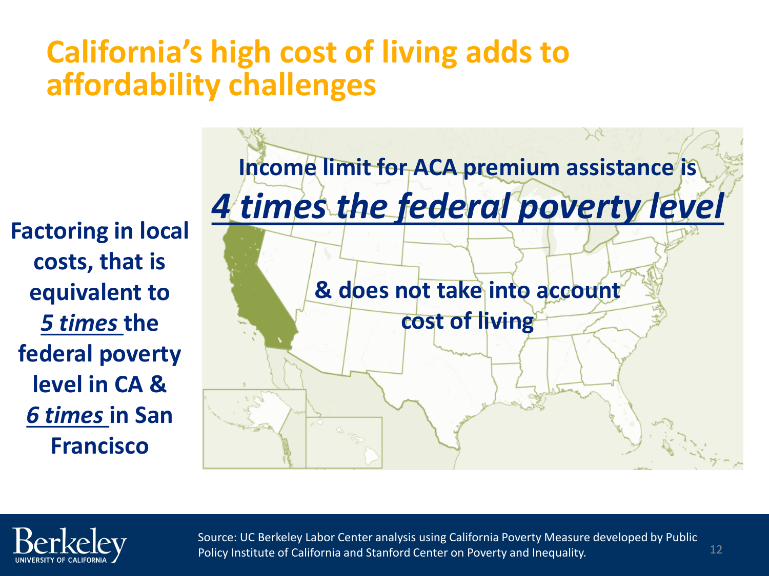# California's high cost of living adds to affordability challenges

Income limit for ACA premium assistance is

***4 times the federal poverty level***

& does not take into account cost of living

**Factoring in local costs, that is equivalent to *5 times* the federal poverty level in CA & *6 times* in San Francisco**

Source: UC Berkeley Labor Center analysis using California Poverty Measure developed by Public Policy Institute of California and Stanford Center on Poverty and Inequality.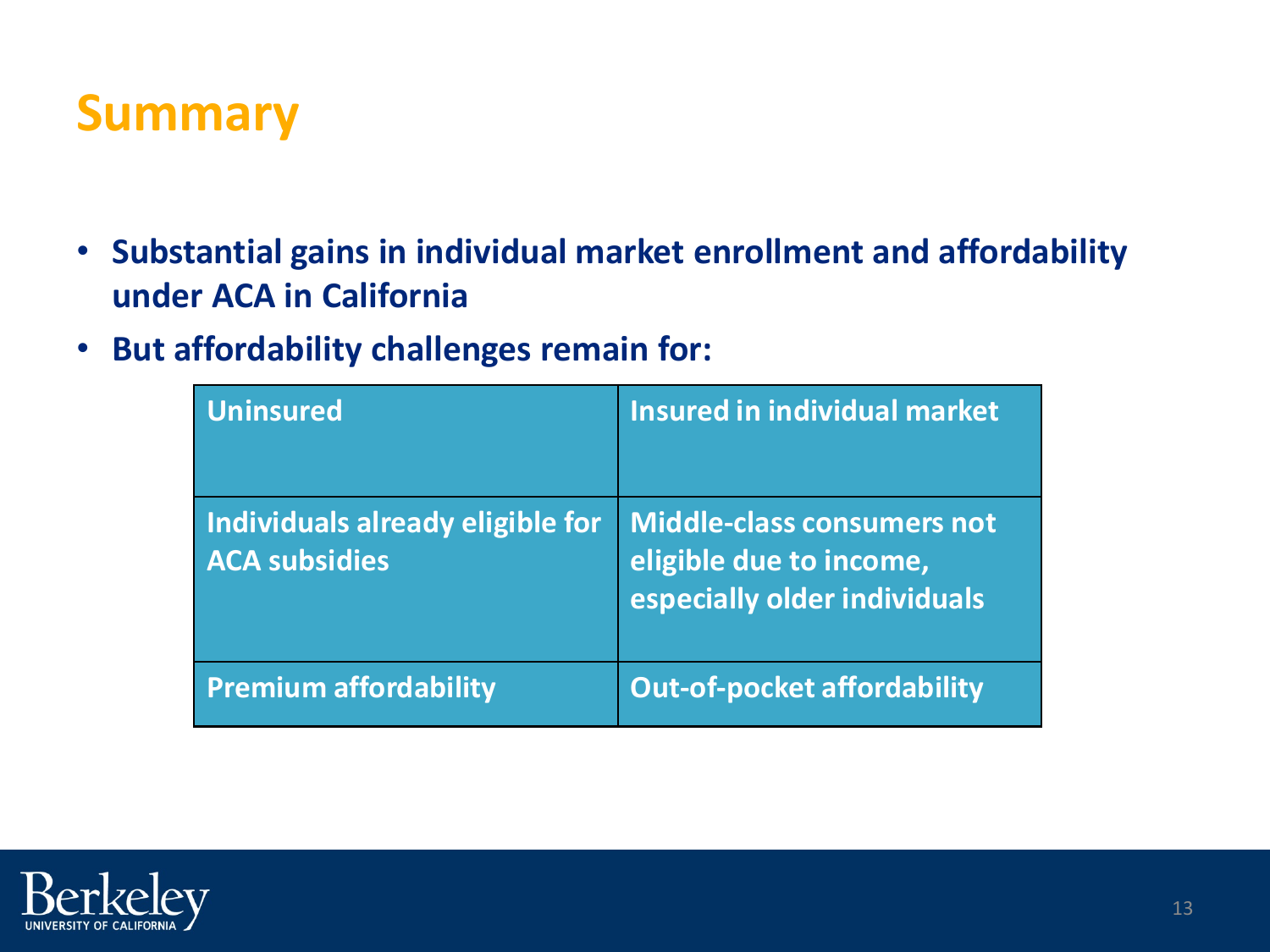# Summary

- **Substantial gains in individual market enrollment and affordability under ACA in California**
- **But affordability challenges remain for:**

| Uninsured | Insured in individual market |
|---|---|
| Individuals already eligible for ACA subsidies | Middle-class consumers not eligible due to income, especially older individuals |
| Premium affordability | Out-of-pocket affordability |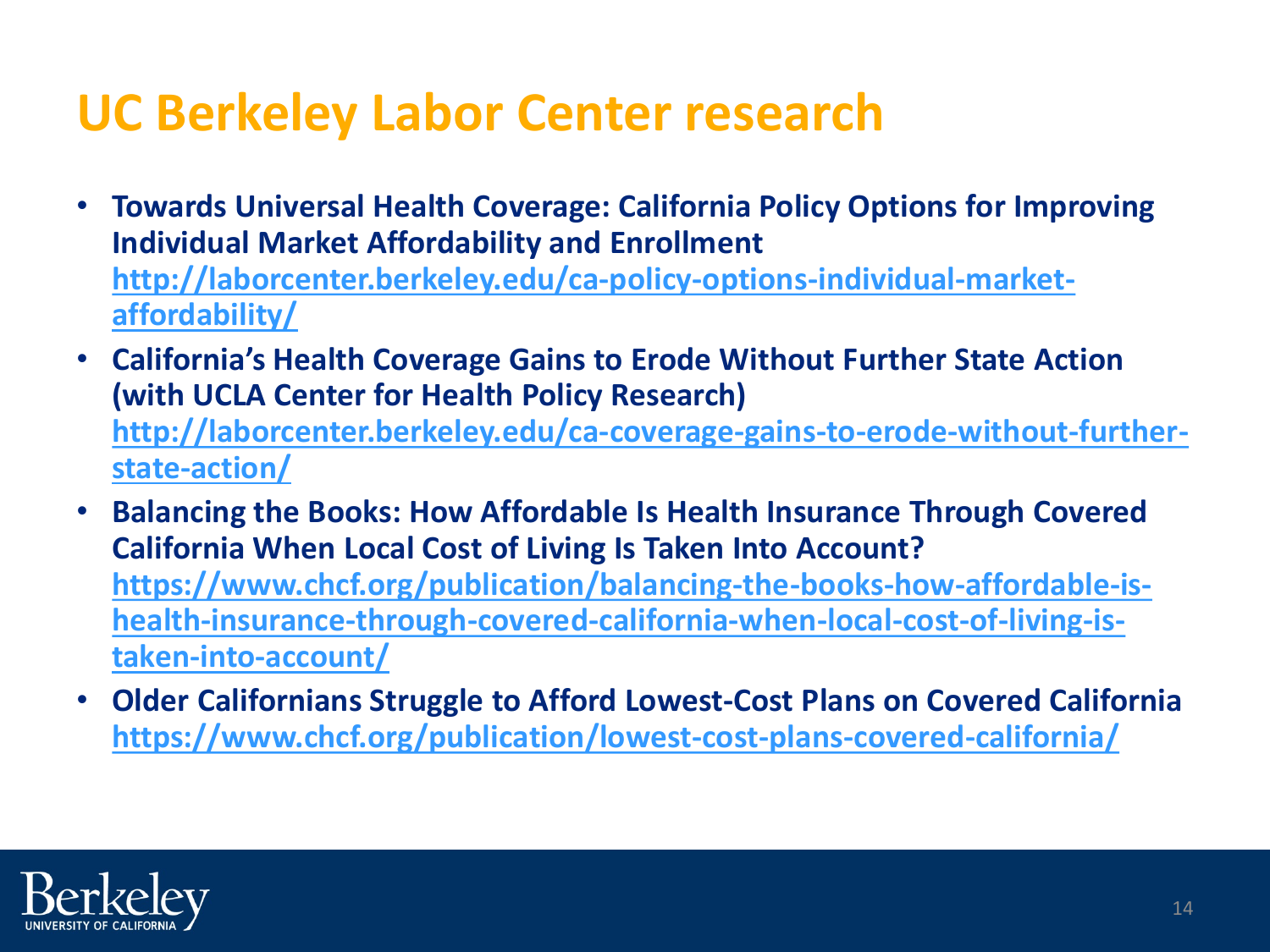# UC Berkeley Labor Center research

- **Towards Universal Health Coverage: California Policy Options for Improving Individual Market Affordability and Enrollment**
  **http://laborcenter.berkeley.edu/ca-policy-options-individual-market-affordability/**
- **California's Health Coverage Gains to Erode Without Further State Action (with UCLA Center for Health Policy Research)**
  **http://laborcenter.berkeley.edu/ca-coverage-gains-to-erode-without-further-state-action/**
- **Balancing the Books: How Affordable Is Health Insurance Through Covered California When Local Cost of Living Is Taken Into Account?**
  **https://www.chcf.org/publication/balancing-the-books-how-affordable-is-health-insurance-through-covered-california-when-local-cost-of-living-is-taken-into-account/**
- **Older Californians Struggle to Afford Lowest-Cost Plans on Covered California**
  **https://www.chcf.org/publication/lowest-cost-plans-covered-california/**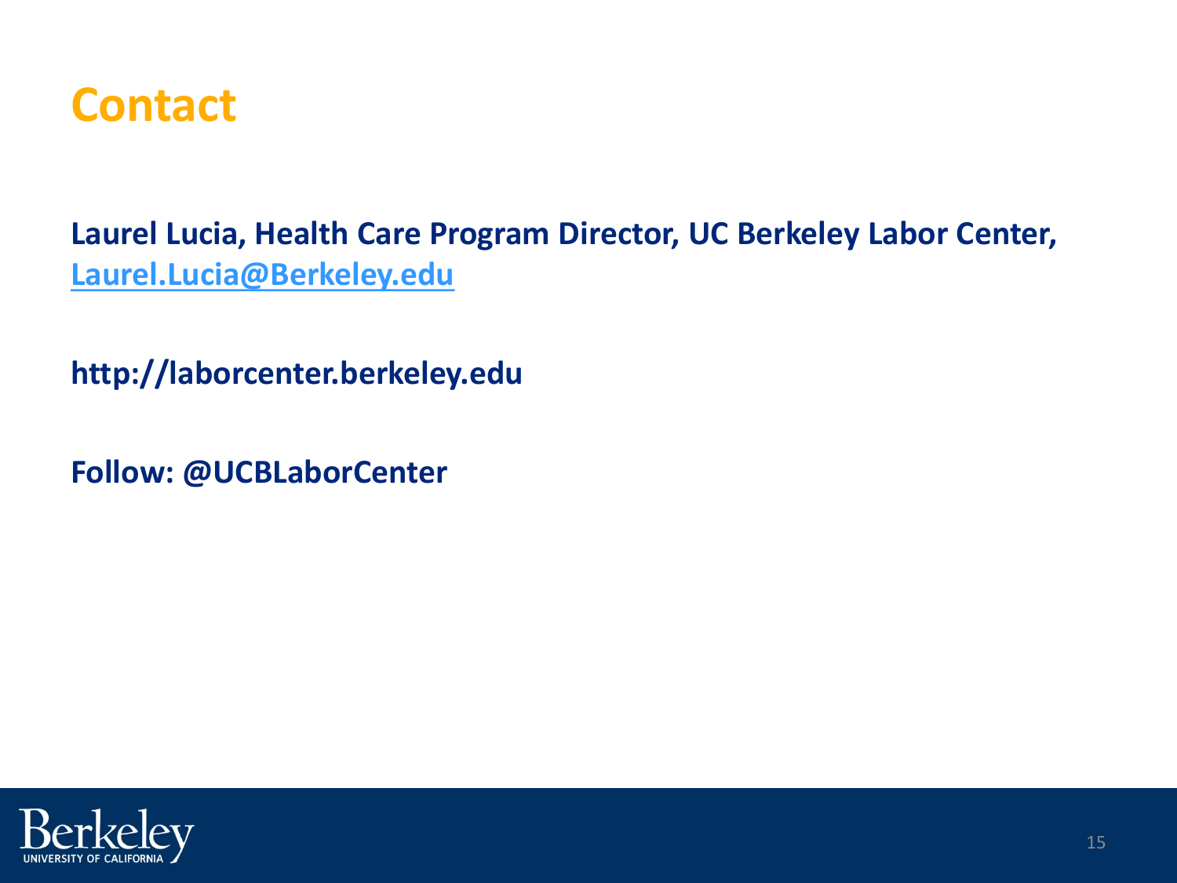# Contact

**Laurel Lucia, Health Care Program Director, UC Berkeley Labor Center, [Laurel.Lucia@Berkeley.edu](mailto:Laurel.Lucia@Berkeley.edu)**

**http://laborcenter.berkeley.edu**

**Follow: @UCBLaborCenter**